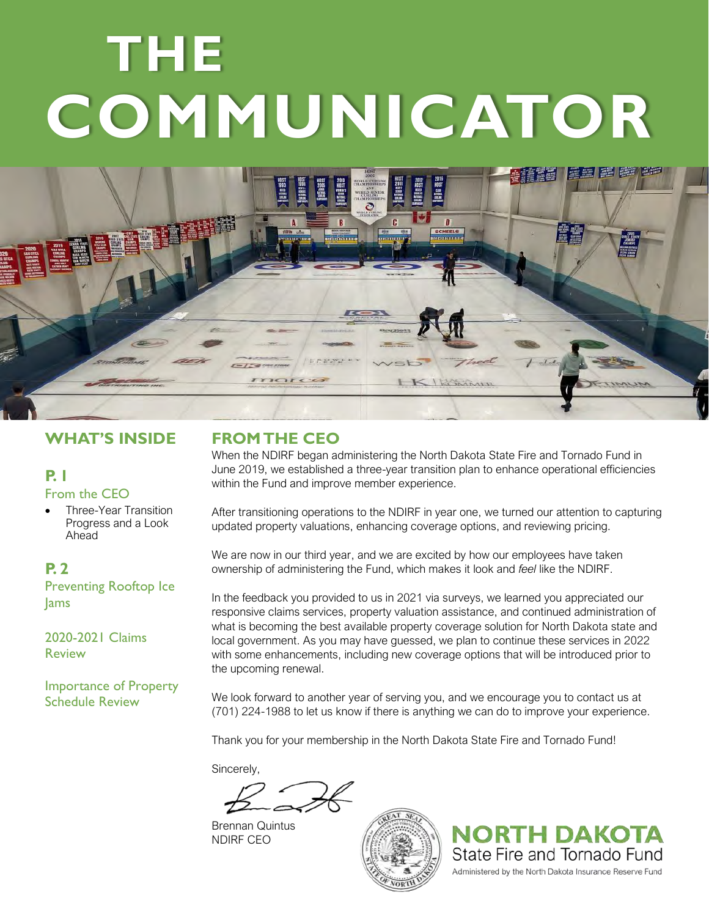# THE COMMUNICATOR

## WHAT'S INSIDE

**P. 1**

From the CEO

- Three-Year Transition Progress and a Look Ahead

**P. 2**

Preventing Rooftop Ice Jams

2020-2021 Claims Review

Importance of Property Schedule Review

## FROM THE CEO

When the NDIRF began administering the North Dakota State Fire and Tornado Fund in June 2019, we established a three-year transition plan to enhance operational efficiencies within the Fund and improve member experience.

After transitioning operations to the NDIRF in year one, we turned our attention to capturing updated property valuations, enhancing coverage options, and reviewing pricing.

We are now in our third year, and we are excited by how our employees have taken ownership of administering the Fund, which makes it look and *feel* like the NDIRF.

In the feedback you provided to us in 2021 via surveys, we learned you appreciated our responsive claims services, property valuation assistance, and continued administration of what is becoming the best available property coverage solution for North Dakota state and local government. As you may have guessed, we plan to continue these services in 2022 with some enhancements, including new coverage options that will be introduced prior to the upcoming renewal.

We look forward to another year of serving you, and we encourage you to contact us at (701) 224-1988 to let us know if there is anything we can do to improve your experience.

Thank you for your membership in the North Dakota State Fire and Tornado Fund!

Sincerely,

Brennan Quintus
NDIRF CEO

**NORTH DAKOTA**
State Fire and Tornado Fund
Administered by the North Dakota Insurance Reserve Fund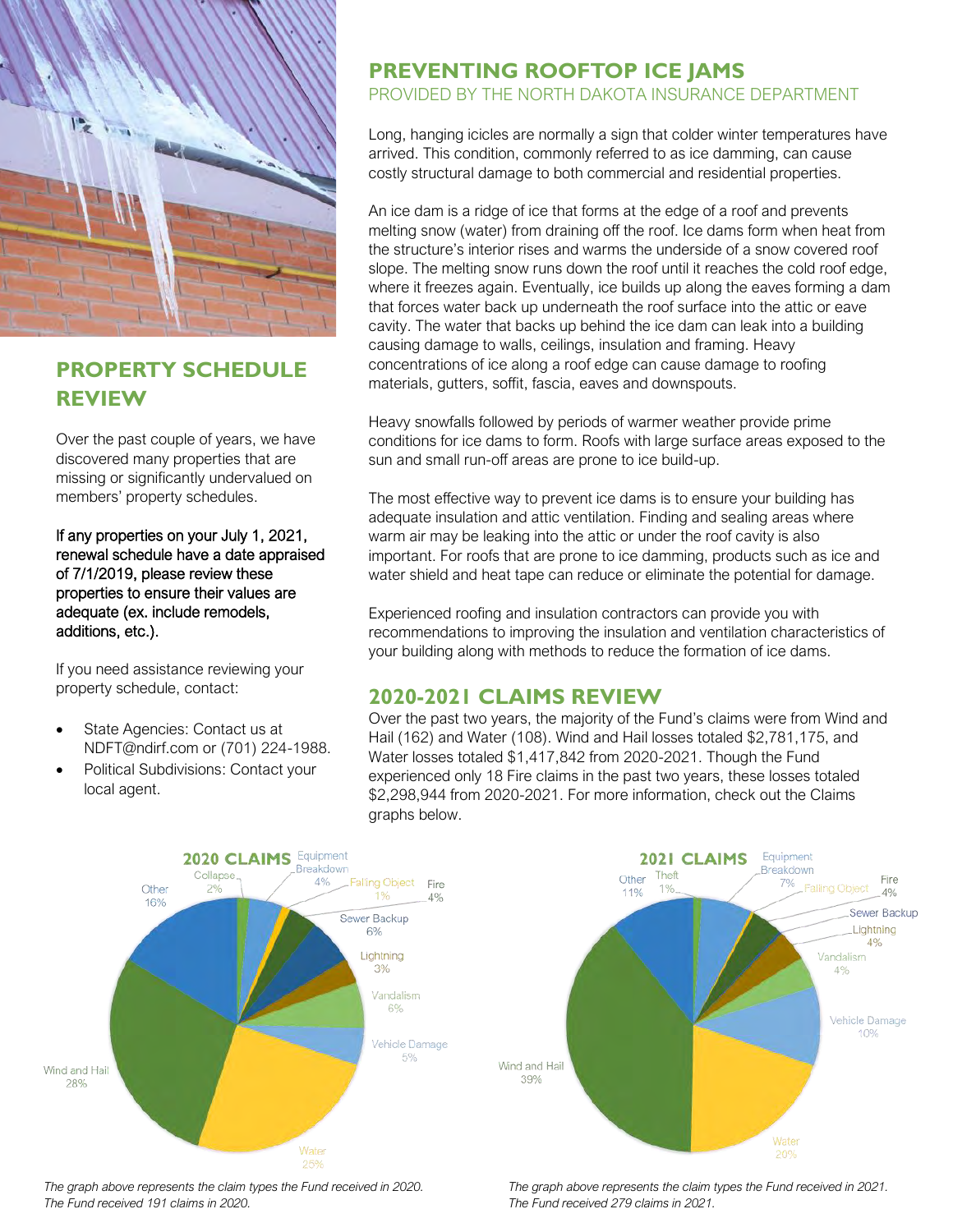## PROPERTY SCHEDULE REVIEW

Over the past couple of years, we have discovered many properties that are missing or significantly undervalued on members' property schedules.

If any properties on your July 1, 2021, renewal schedule have a date appraised of 7/1/2019, please review these properties to ensure their values are adequate (ex. include remodels, additions, etc.).

If you need assistance reviewing your property schedule, contact:

- State Agencies: Contact us at NDFT@ndirf.com or (701) 224-1988.
- Political Subdivisions: Contact your local agent.

## PREVENTING ROOFTOP ICE JAMS

PROVIDED BY THE NORTH DAKOTA INSURANCE DEPARTMENT

Long, hanging icicles are normally a sign that colder winter temperatures have arrived. This condition, commonly referred to as ice damming, can cause costly structural damage to both commercial and residential properties.

An ice dam is a ridge of ice that forms at the edge of a roof and prevents melting snow (water) from draining off the roof. Ice dams form when heat from the structure's interior rises and warms the underside of a snow covered roof slope. The melting snow runs down the roof until it reaches the cold roof edge, where it freezes again. Eventually, ice builds up along the eaves forming a dam that forces water back up underneath the roof surface into the attic or eave cavity. The water that backs up behind the ice dam can leak into a building causing damage to walls, ceilings, insulation and framing. Heavy concentrations of ice along a roof edge can cause damage to roofing materials, gutters, soffit, fascia, eaves and downspouts.

Heavy snowfalls followed by periods of warmer weather provide prime conditions for ice dams to form. Roofs with large surface areas exposed to the sun and small run-off areas are prone to ice build-up.

The most effective way to prevent ice dams is to ensure your building has adequate insulation and attic ventilation. Finding and sealing areas where warm air may be leaking into the attic or under the roof cavity is also important. For roofs that are prone to ice damming, products such as ice and water shield and heat tape can reduce or eliminate the potential for damage.

Experienced roofing and insulation contractors can provide you with recommendations to improving the insulation and ventilation characteristics of your building along with methods to reduce the formation of ice dams.

## 2020-2021 CLAIMS REVIEW

Over the past two years, the majority of the Fund's claims were from Wind and Hail (162) and Water (108). Wind and Hail losses totaled $2,781,175, and Water losses totaled $1,417,842 from 2020-2021. Though the Fund experienced only 18 Fire claims in the past two years, these losses totaled $2,298,944 from 2020-2021. For more information, check out the Claims graphs below.

**2020 CLAIMS**

Collapse 2%
Equipment Breakdown 4%
Falling Object 1%
Fire 4%
Sewer Backup 6%
Lightning 3%
Vandalism 6%
Vehicle Damage 5%
Water 25%
Wind and Hail 28%
Other 16%

*The graph above represents the claim types the Fund received in 2020. The Fund received 191 claims in 2020.*

**2021 CLAIMS**

Theft 1%
Equipment Breakdown 7%
Falling Object
Fire 4%
Sewer Backup
Lightning 4%
Vandalism 4%
Vehicle Damage 10%
Water 20%
Wind and Hail 39%
Other 11%

*The graph above represents the claim types the Fund received in 2021. The Fund received 279 claims in 2021.*